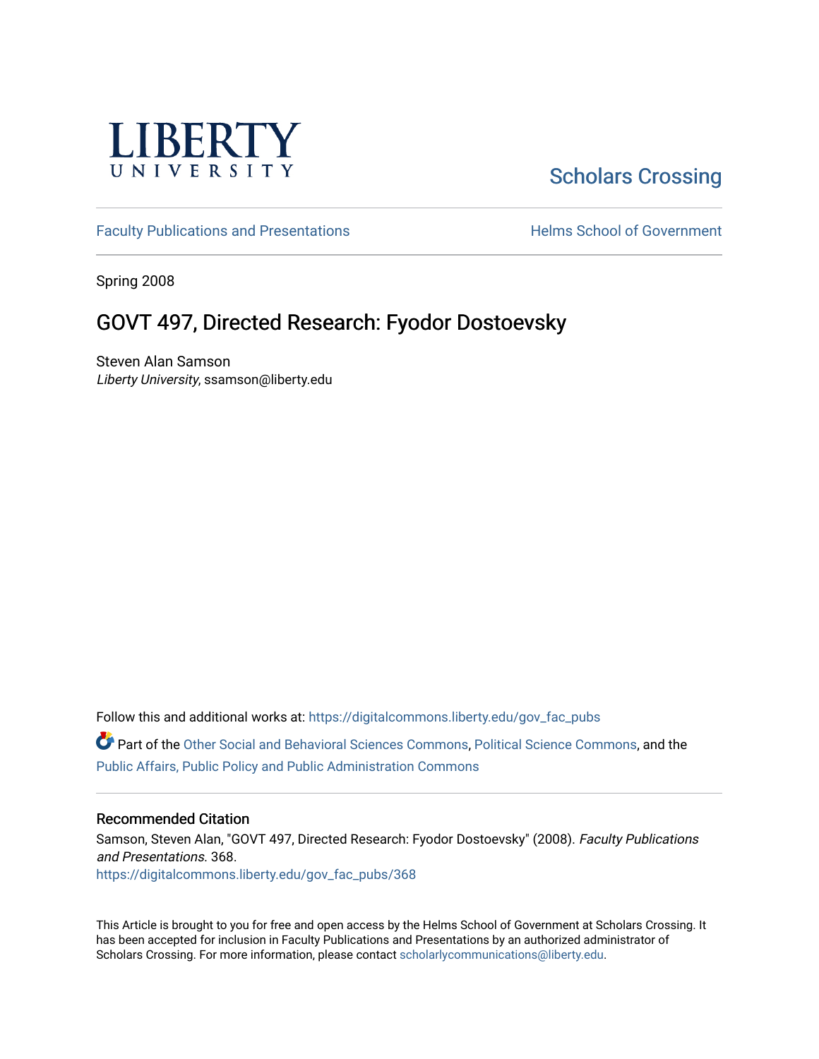LIBERTY UNIVERSITY

Scholars Crossing

Faculty Publications and Presentations

Helms School of Government

Spring 2008

# GOVT 497, Directed Research: Fyodor Dostoevsky

Steven Alan Samson
*Liberty University*, ssamson@liberty.edu

Follow this and additional works at: https://digitalcommons.liberty.edu/gov_fac_pubs

Part of the Other Social and Behavioral Sciences Commons, Political Science Commons, and the Public Affairs, Public Policy and Public Administration Commons

## Recommended Citation

Samson, Steven Alan, "GOVT 497, Directed Research: Fyodor Dostoevsky" (2008). *Faculty Publications and Presentations*. 368.
https://digitalcommons.liberty.edu/gov_fac_pubs/368

This Article is brought to you for free and open access by the Helms School of Government at Scholars Crossing. It has been accepted for inclusion in Faculty Publications and Presentations by an authorized administrator of Scholars Crossing. For more information, please contact scholarlycommunications@liberty.edu.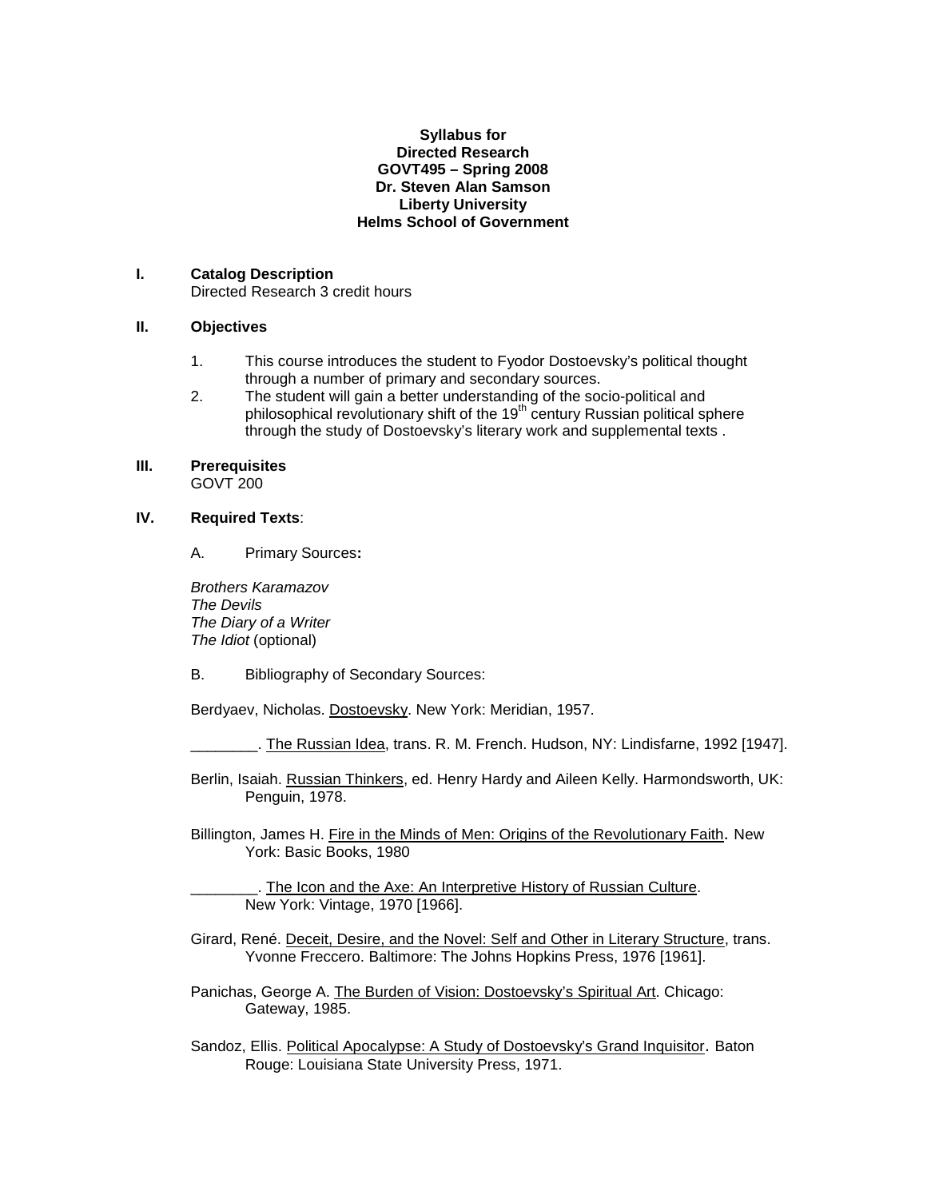**Syllabus for**
**Directed Research**
**GOVT495 – Spring 2008**
**Dr. Steven Alan Samson**
**Liberty University**
**Helms School of Government**

## I. Catalog Description

Directed Research 3 credit hours

## II. Objectives

1. This course introduces the student to Fyodor Dostoevsky's political thought through a number of primary and secondary sources.
2. The student will gain a better understanding of the socio-political and philosophical revolutionary shift of the 19th century Russian political sphere through the study of Dostoevsky's literary work and supplemental texts .

## III. Prerequisites

GOVT 200

## IV. Required Texts:

A. Primary Sources**:**

*Brothers Karamazov*
*The Devils*
*The Diary of a Writer*
*The Idiot* (optional)

B. Bibliography of Secondary Sources:

Berdyaev, Nicholas. Dostoevsky. New York: Meridian, 1957.

________. The Russian Idea, trans. R. M. French. Hudson, NY: Lindisfarne, 1992 [1947].

Berlin, Isaiah. Russian Thinkers, ed. Henry Hardy and Aileen Kelly. Harmondsworth, UK: Penguin, 1978.

Billington, James H. Fire in the Minds of Men: Origins of the Revolutionary Faith. New York: Basic Books, 1980

________. The Icon and the Axe: An Interpretive History of Russian Culture. New York: Vintage, 1970 [1966].

Girard, René. Deceit, Desire, and the Novel: Self and Other in Literary Structure, trans. Yvonne Freccero. Baltimore: The Johns Hopkins Press, 1976 [1961].

Panichas, George A. The Burden of Vision: Dostoevsky's Spiritual Art. Chicago: Gateway, 1985.

Sandoz, Ellis. Political Apocalypse: A Study of Dostoevsky's Grand Inquisitor. Baton Rouge: Louisiana State University Press, 1971.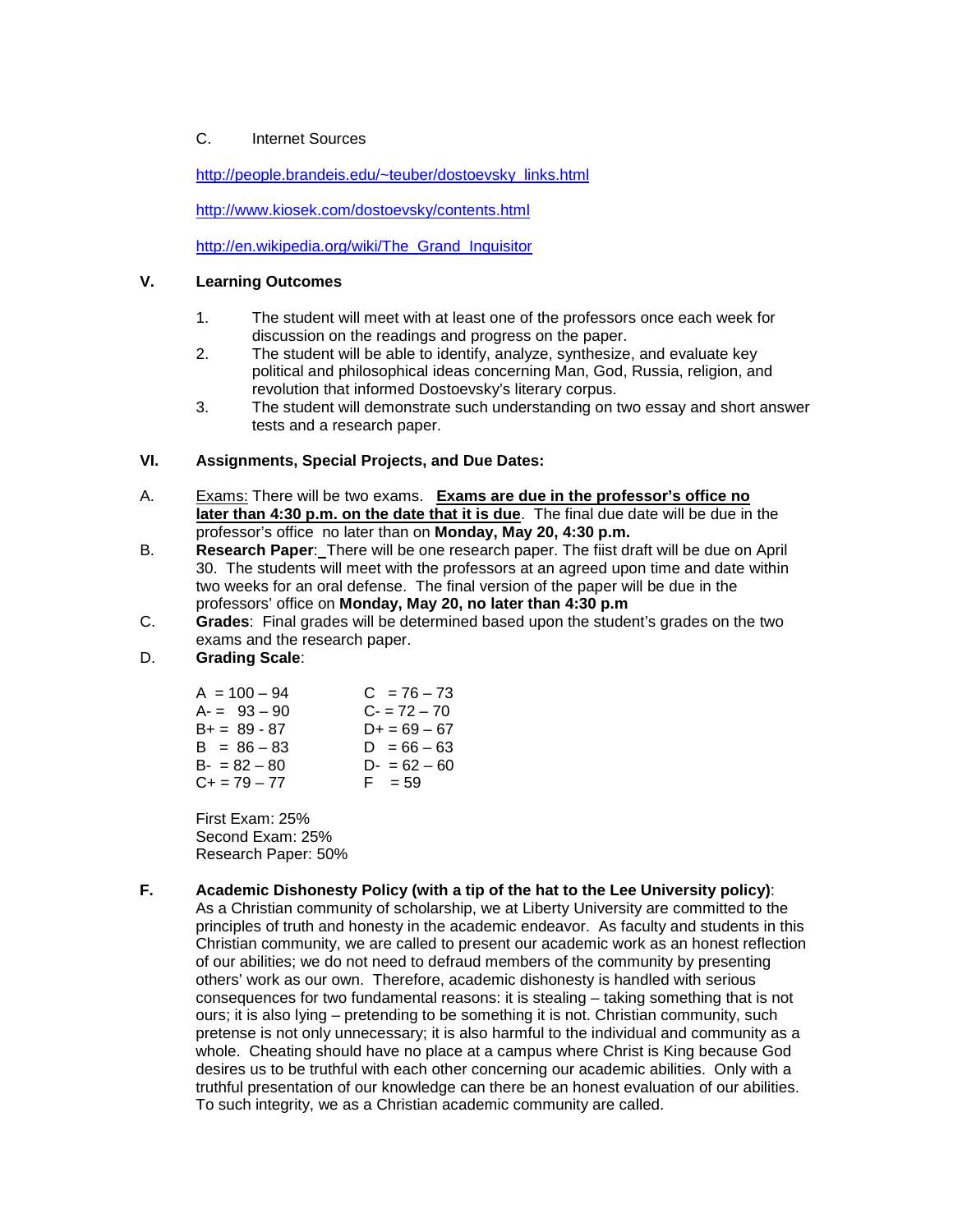C. Internet Sources

http://people.brandeis.edu/~teuber/dostoevsky_links.html

http://www.kiosek.com/dostoevsky/contents.html

http://en.wikipedia.org/wiki/The_Grand_Inquisitor

## V. Learning Outcomes

1. The student will meet with at least one of the professors once each week for discussion on the readings and progress on the paper.
2. The student will be able to identify, analyze, synthesize, and evaluate key political and philosophical ideas concerning Man, God, Russia, religion, and revolution that informed Dostoevsky's literary corpus.
3. The student will demonstrate such understanding on two essay and short answer tests and a research paper.

## VI. Assignments, Special Projects, and Due Dates:

A. Exams: There will be two exams. **Exams are due in the professor's office no later than 4:30 p.m. on the date that it is due**. The final due date will be due in the professor's office no later than on **Monday, May 20, 4:30 p.m.**

B. **Research Paper**: There will be one research paper. The fiist draft will be due on April 30. The students will meet with the professors at an agreed upon time and date within two weeks for an oral defense. The final version of the paper will be due in the professors' office on **Monday, May 20, no later than 4:30 p.m**

C. **Grades**: Final grades will be determined based upon the student's grades on the two exams and the research paper.

D. **Grading Scale**:

| | |
|---|---|
| A = 100 – 94 | C = 76 – 73 |
| A- = 93 – 90 | C- = 72 – 70 |
| B+ = 89 - 87 | D+ = 69 – 67 |
| B = 86 – 83 | D = 66 – 63 |
| B- = 82 – 80 | D- = 62 – 60 |
| C+ = 79 – 77 | F = 59 |

First Exam: 25%
Second Exam: 25%
Research Paper: 50%

F. **Academic Dishonesty Policy (with a tip of the hat to the Lee University policy)**: As a Christian community of scholarship, we at Liberty University are committed to the principles of truth and honesty in the academic endeavor. As faculty and students in this Christian community, we are called to present our academic work as an honest reflection of our abilities; we do not need to defraud members of the community by presenting others' work as our own. Therefore, academic dishonesty is handled with serious consequences for two fundamental reasons: it is stealing – taking something that is not ours; it is also lying – pretending to be something it is not. Christian community, such pretense is not only unnecessary; it is also harmful to the individual and community as a whole. Cheating should have no place at a campus where Christ is King because God desires us to be truthful with each other concerning our academic abilities. Only with a truthful presentation of our knowledge can there be an honest evaluation of our abilities. To such integrity, we as a Christian academic community are called.